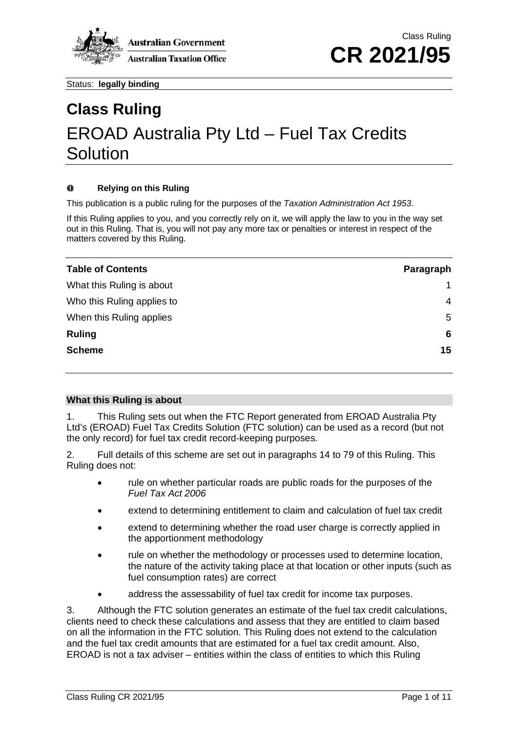Class Ruling

**CR 2021/95**

Status: **legally binding**

# Class Ruling

# EROAD Australia Pty Ltd – Fuel Tax Credits Solution

**Relying on this Ruling**

This publication is a public ruling for the purposes of the *Taxation Administration Act 1953*.

If this Ruling applies to you, and you correctly rely on it, we will apply the law to you in the way set out in this Ruling. That is, you will not pay any more tax or penalties or interest in respect of the matters covered by this Ruling.

| **Table of Contents** | **Paragraph** |
|---|---|
| What this Ruling is about | 1 |
| Who this Ruling applies to | 4 |
| When this Ruling applies | 5 |
| **Ruling** | **6** |
| **Scheme** | **15** |

## What this Ruling is about

1. This Ruling sets out when the FTC Report generated from EROAD Australia Pty Ltd's (EROAD) Fuel Tax Credits Solution (FTC solution) can be used as a record (but not the only record) for fuel tax credit record-keeping purposes.

2. Full details of this scheme are set out in paragraphs 14 to 79 of this Ruling. This Ruling does not:

- rule on whether particular roads are public roads for the purposes of the *Fuel Tax Act 2006*
- extend to determining entitlement to claim and calculation of fuel tax credit
- extend to determining whether the road user charge is correctly applied in the apportionment methodology
- rule on whether the methodology or processes used to determine location, the nature of the activity taking place at that location or other inputs (such as fuel consumption rates) are correct
- address the assessability of fuel tax credit for income tax purposes.

3. Although the FTC solution generates an estimate of the fuel tax credit calculations, clients need to check these calculations and assess that they are entitled to claim based on all the information in the FTC solution. This Ruling does not extend to the calculation and the fuel tax credit amounts that are estimated for a fuel tax credit amount. Also, EROAD is not a tax adviser – entities within the class of entities to which this Ruling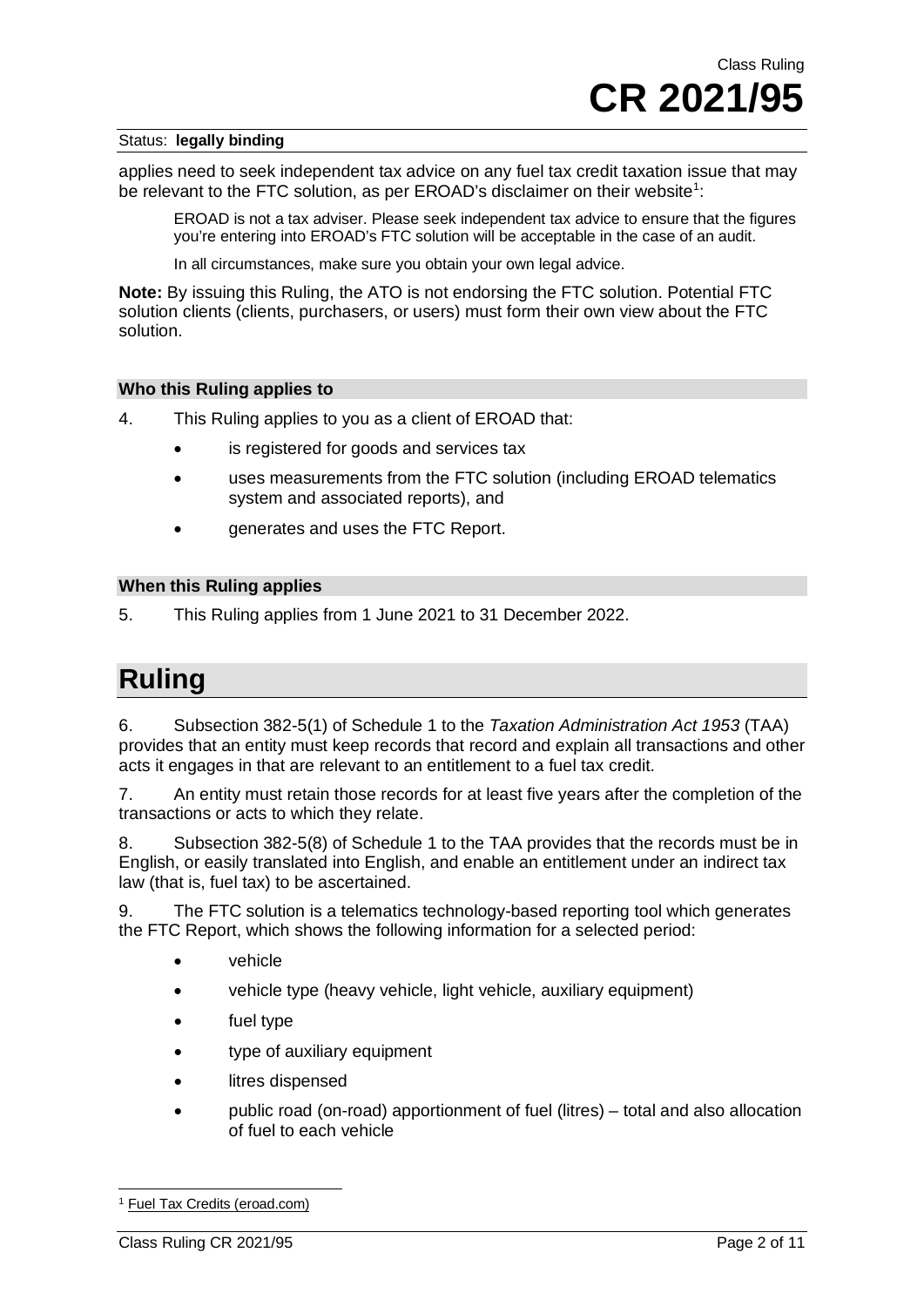applies need to seek independent tax advice on any fuel tax credit taxation issue that may be relevant to the FTC solution, as per EROAD's disclaimer on their website[1]:

> EROAD is not a tax adviser. Please seek independent tax advice to ensure that the figures you're entering into EROAD's FTC solution will be acceptable in the case of an audit.
>
> In all circumstances, make sure you obtain your own legal advice.

**Note:** By issuing this Ruling, the ATO is not endorsing the FTC solution. Potential FTC solution clients (clients, purchasers, or users) must form their own view about the FTC solution.

### Who this Ruling applies to

4. This Ruling applies to you as a client of EROAD that:

- is registered for goods and services tax
- uses measurements from the FTC solution (including EROAD telematics system and associated reports), and
- generates and uses the FTC Report.

### When this Ruling applies

5. This Ruling applies from 1 June 2021 to 31 December 2022.

## Ruling

6. Subsection 382-5(1) of Schedule 1 to the *Taxation Administration Act 1953* (TAA) provides that an entity must keep records that record and explain all transactions and other acts it engages in that are relevant to an entitlement to a fuel tax credit.

7. An entity must retain those records for at least five years after the completion of the transactions or acts to which they relate.

8. Subsection 382-5(8) of Schedule 1 to the TAA provides that the records must be in English, or easily translated into English, and enable an entitlement under an indirect tax law (that is, fuel tax) to be ascertained.

9. The FTC solution is a telematics technology-based reporting tool which generates the FTC Report, which shows the following information for a selected period:

- vehicle
- vehicle type (heavy vehicle, light vehicle, auxiliary equipment)
- fuel type
- type of auxiliary equipment
- litres dispensed
- public road (on-road) apportionment of fuel (litres) – total and also allocation of fuel to each vehicle

[1] Fuel Tax Credits (eroad.com)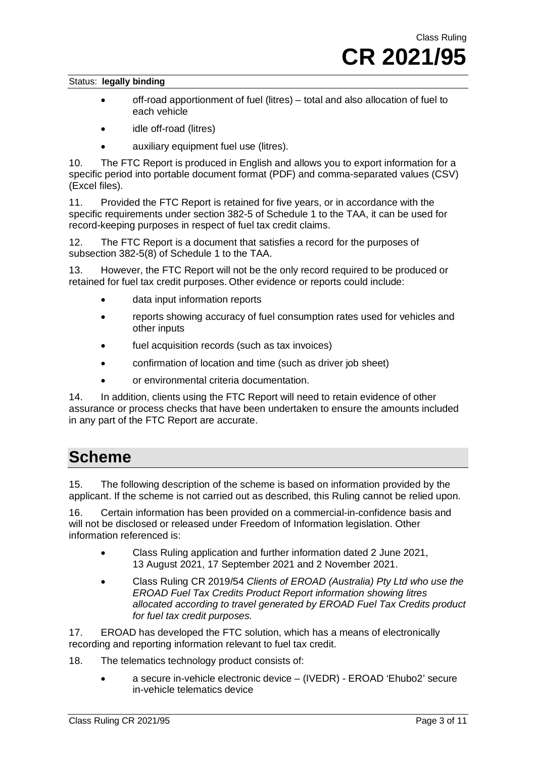- off-road apportionment of fuel (litres) – total and also allocation of fuel to each vehicle
- idle off-road (litres)
- auxiliary equipment fuel use (litres).

10. The FTC Report is produced in English and allows you to export information for a specific period into portable document format (PDF) and comma-separated values (CSV) (Excel files).

11. Provided the FTC Report is retained for five years, or in accordance with the specific requirements under section 382-5 of Schedule 1 to the TAA, it can be used for record-keeping purposes in respect of fuel tax credit claims.

12. The FTC Report is a document that satisfies a record for the purposes of subsection 382-5(8) of Schedule 1 to the TAA.

13. However, the FTC Report will not be the only record required to be produced or retained for fuel tax credit purposes. Other evidence or reports could include:

- data input information reports
- reports showing accuracy of fuel consumption rates used for vehicles and other inputs
- fuel acquisition records (such as tax invoices)
- confirmation of location and time (such as driver job sheet)
- or environmental criteria documentation.

14. In addition, clients using the FTC Report will need to retain evidence of other assurance or process checks that have been undertaken to ensure the amounts included in any part of the FTC Report are accurate.

## Scheme

15. The following description of the scheme is based on information provided by the applicant. If the scheme is not carried out as described, this Ruling cannot be relied upon.

16. Certain information has been provided on a commercial-in-confidence basis and will not be disclosed or released under Freedom of Information legislation. Other information referenced is:

- Class Ruling application and further information dated 2 June 2021, 13 August 2021, 17 September 2021 and 2 November 2021.
- Class Ruling CR 2019/54 *Clients of EROAD (Australia) Pty Ltd who use the EROAD Fuel Tax Credits Product Report information showing litres allocated according to travel generated by EROAD Fuel Tax Credits product for fuel tax credit purposes.*

17. EROAD has developed the FTC solution, which has a means of electronically recording and reporting information relevant to fuel tax credit.

18. The telematics technology product consists of:

- a secure in-vehicle electronic device – (IVEDR) - EROAD 'Ehubo2' secure in-vehicle telematics device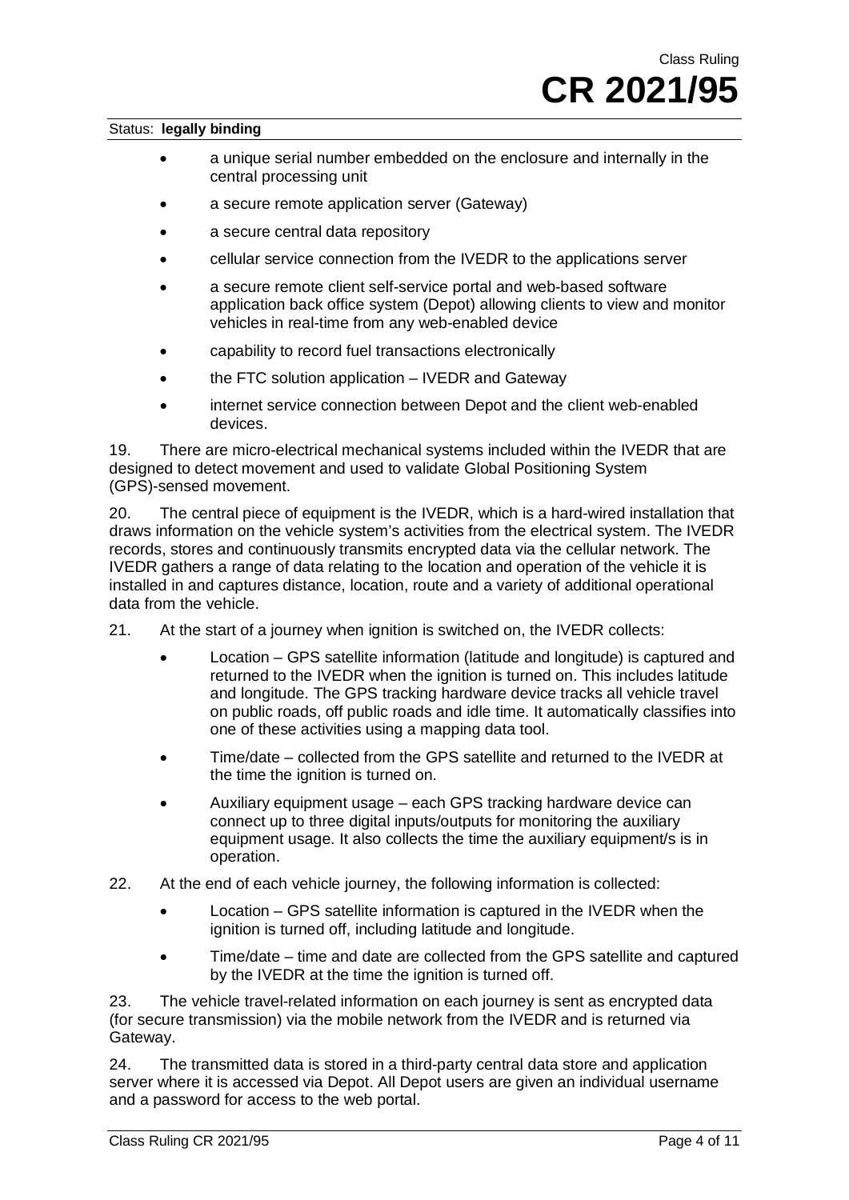- a unique serial number embedded on the enclosure and internally in the central processing unit
- a secure remote application server (Gateway)
- a secure central data repository
- cellular service connection from the IVEDR to the applications server
- a secure remote client self-service portal and web-based software application back office system (Depot) allowing clients to view and monitor vehicles in real-time from any web-enabled device
- capability to record fuel transactions electronically
- the FTC solution application – IVEDR and Gateway
- internet service connection between Depot and the client web-enabled devices.

19. There are micro-electrical mechanical systems included within the IVEDR that are designed to detect movement and used to validate Global Positioning System (GPS)-sensed movement.

20. The central piece of equipment is the IVEDR, which is a hard-wired installation that draws information on the vehicle system's activities from the electrical system. The IVEDR records, stores and continuously transmits encrypted data via the cellular network. The IVEDR gathers a range of data relating to the location and operation of the vehicle it is installed in and captures distance, location, route and a variety of additional operational data from the vehicle.

21. At the start of a journey when ignition is switched on, the IVEDR collects:

- Location – GPS satellite information (latitude and longitude) is captured and returned to the IVEDR when the ignition is turned on. This includes latitude and longitude. The GPS tracking hardware device tracks all vehicle travel on public roads, off public roads and idle time. It automatically classifies into one of these activities using a mapping data tool.
- Time/date – collected from the GPS satellite and returned to the IVEDR at the time the ignition is turned on.
- Auxiliary equipment usage – each GPS tracking hardware device can connect up to three digital inputs/outputs for monitoring the auxiliary equipment usage. It also collects the time the auxiliary equipment/s is in operation.

22. At the end of each vehicle journey, the following information is collected:

- Location – GPS satellite information is captured in the IVEDR when the ignition is turned off, including latitude and longitude.
- Time/date – time and date are collected from the GPS satellite and captured by the IVEDR at the time the ignition is turned off.

23. The vehicle travel-related information on each journey is sent as encrypted data (for secure transmission) via the mobile network from the IVEDR and is returned via Gateway.

24. The transmitted data is stored in a third-party central data store and application server where it is accessed via Depot. All Depot users are given an individual username and a password for access to the web portal.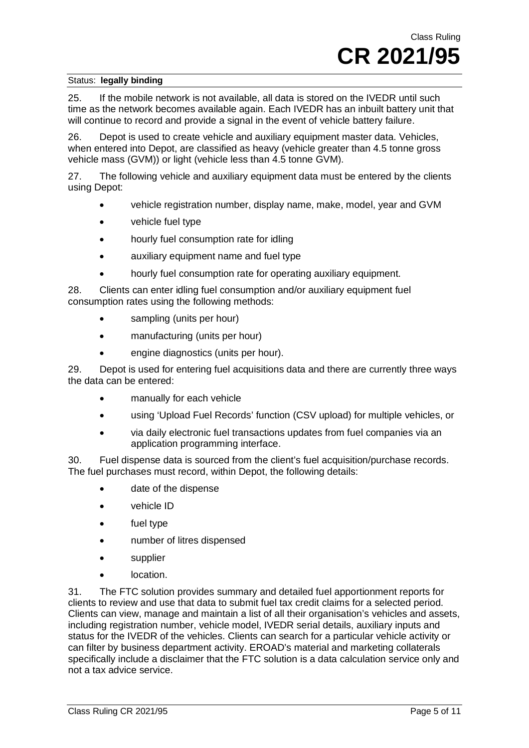Status: **legally binding**

25. If the mobile network is not available, all data is stored on the IVEDR until such time as the network becomes available again. Each IVEDR has an inbuilt battery unit that will continue to record and provide a signal in the event of vehicle battery failure.

26. Depot is used to create vehicle and auxiliary equipment master data. Vehicles, when entered into Depot, are classified as heavy (vehicle greater than 4.5 tonne gross vehicle mass (GVM)) or light (vehicle less than 4.5 tonne GVM).

27. The following vehicle and auxiliary equipment data must be entered by the clients using Depot:

- vehicle registration number, display name, make, model, year and GVM
- vehicle fuel type
- hourly fuel consumption rate for idling
- auxiliary equipment name and fuel type
- hourly fuel consumption rate for operating auxiliary equipment.

28. Clients can enter idling fuel consumption and/or auxiliary equipment fuel consumption rates using the following methods:

- sampling (units per hour)
- manufacturing (units per hour)
- engine diagnostics (units per hour).

29. Depot is used for entering fuel acquisitions data and there are currently three ways the data can be entered:

- manually for each vehicle
- using 'Upload Fuel Records' function (CSV upload) for multiple vehicles, or
- via daily electronic fuel transactions updates from fuel companies via an application programming interface.

30. Fuel dispense data is sourced from the client's fuel acquisition/purchase records. The fuel purchases must record, within Depot, the following details:

- date of the dispense
- vehicle ID
- fuel type
- number of litres dispensed
- supplier
- location.

31. The FTC solution provides summary and detailed fuel apportionment reports for clients to review and use that data to submit fuel tax credit claims for a selected period. Clients can view, manage and maintain a list of all their organisation's vehicles and assets, including registration number, vehicle model, IVEDR serial details, auxiliary inputs and status for the IVEDR of the vehicles. Clients can search for a particular vehicle activity or can filter by business department activity. EROAD's material and marketing collaterals specifically include a disclaimer that the FTC solution is a data calculation service only and not a tax advice service.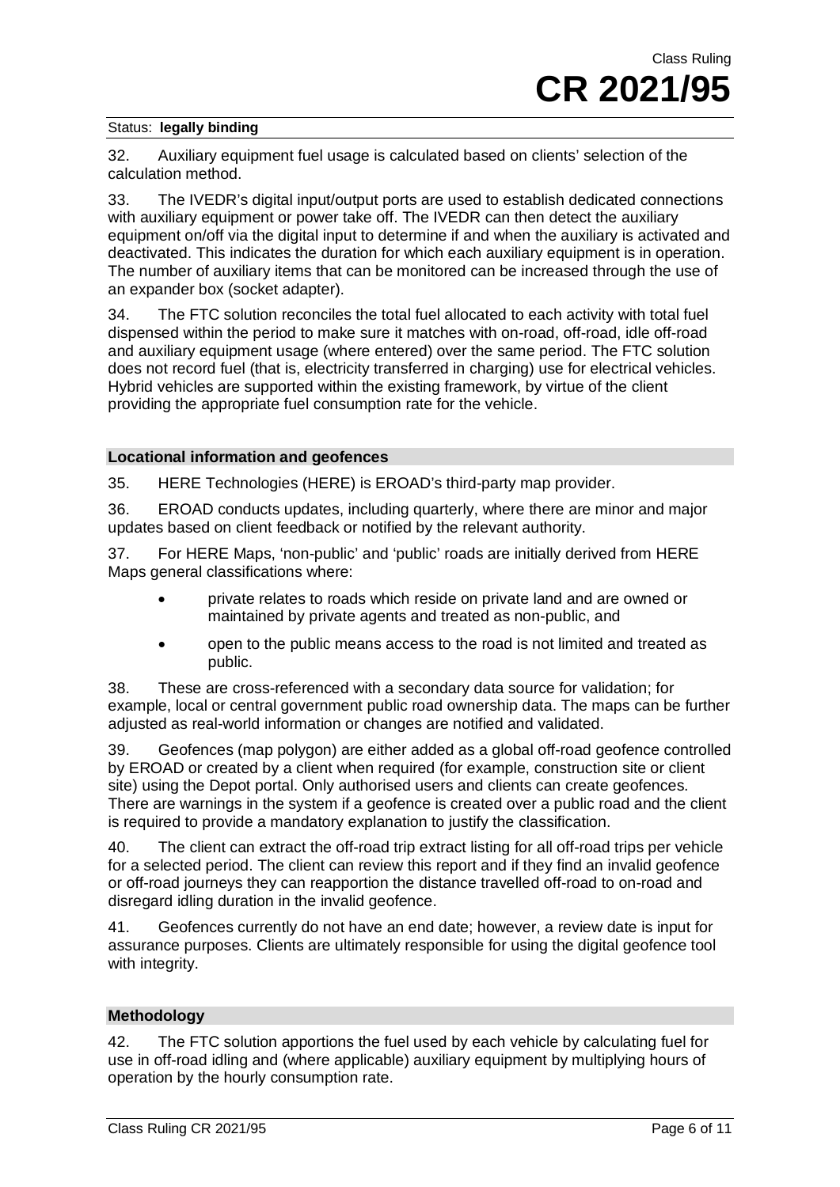Status: **legally binding**

32. Auxiliary equipment fuel usage is calculated based on clients' selection of the calculation method.

33. The IVEDR's digital input/output ports are used to establish dedicated connections with auxiliary equipment or power take off. The IVEDR can then detect the auxiliary equipment on/off via the digital input to determine if and when the auxiliary is activated and deactivated. This indicates the duration for which each auxiliary equipment is in operation. The number of auxiliary items that can be monitored can be increased through the use of an expander box (socket adapter).

34. The FTC solution reconciles the total fuel allocated to each activity with total fuel dispensed within the period to make sure it matches with on-road, off-road, idle off-road and auxiliary equipment usage (where entered) over the same period. The FTC solution does not record fuel (that is, electricity transferred in charging) use for electrical vehicles. Hybrid vehicles are supported within the existing framework, by virtue of the client providing the appropriate fuel consumption rate for the vehicle.

### Locational information and geofences

35. HERE Technologies (HERE) is EROAD's third-party map provider.

36. EROAD conducts updates, including quarterly, where there are minor and major updates based on client feedback or notified by the relevant authority.

37. For HERE Maps, 'non-public' and 'public' roads are initially derived from HERE Maps general classifications where:

- private relates to roads which reside on private land and are owned or maintained by private agents and treated as non-public, and
- open to the public means access to the road is not limited and treated as public.

38. These are cross-referenced with a secondary data source for validation; for example, local or central government public road ownership data. The maps can be further adjusted as real-world information or changes are notified and validated.

39. Geofences (map polygon) are either added as a global off-road geofence controlled by EROAD or created by a client when required (for example, construction site or client site) using the Depot portal. Only authorised users and clients can create geofences. There are warnings in the system if a geofence is created over a public road and the client is required to provide a mandatory explanation to justify the classification.

40. The client can extract the off-road trip extract listing for all off-road trips per vehicle for a selected period. The client can review this report and if they find an invalid geofence or off-road journeys they can reapportion the distance travelled off-road to on-road and disregard idling duration in the invalid geofence.

41. Geofences currently do not have an end date; however, a review date is input for assurance purposes. Clients are ultimately responsible for using the digital geofence tool with integrity.

### Methodology

42. The FTC solution apportions the fuel used by each vehicle by calculating fuel for use in off-road idling and (where applicable) auxiliary equipment by multiplying hours of operation by the hourly consumption rate.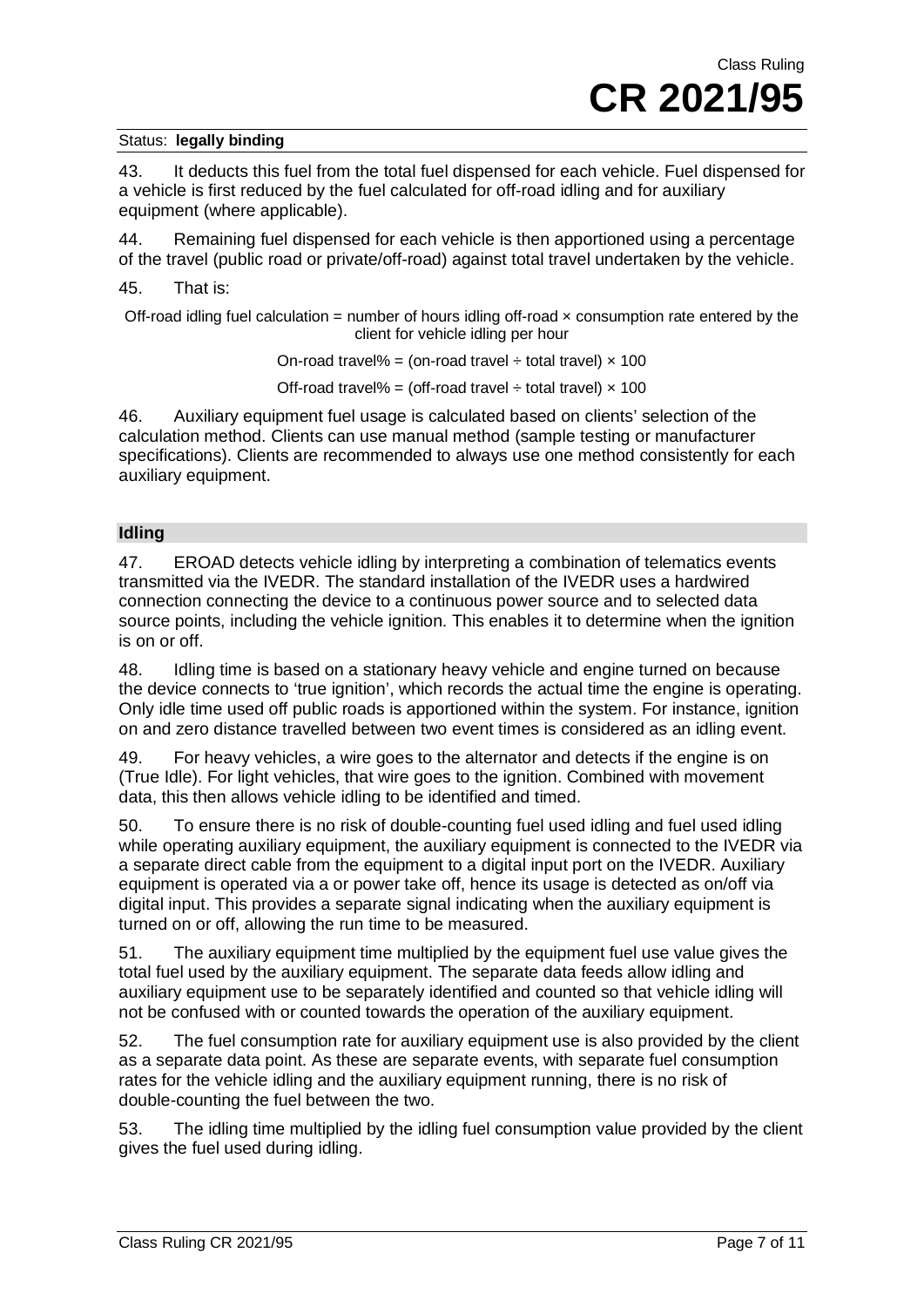43. It deducts this fuel from the total fuel dispensed for each vehicle. Fuel dispensed for a vehicle is first reduced by the fuel calculated for off-road idling and for auxiliary equipment (where applicable).

44. Remaining fuel dispensed for each vehicle is then apportioned using a percentage of the travel (public road or private/off-road) against total travel undertaken by the vehicle.

45. That is:

Off-road idling fuel calculation = number of hours idling off-road × consumption rate entered by the client for vehicle idling per hour

On-road travel% = (on-road travel ÷ total travel) × 100

Off-road travel% = (off-road travel ÷ total travel) × 100

46. Auxiliary equipment fuel usage is calculated based on clients' selection of the calculation method. Clients can use manual method (sample testing or manufacturer specifications). Clients are recommended to always use one method consistently for each auxiliary equipment.

## Idling

47. EROAD detects vehicle idling by interpreting a combination of telematics events transmitted via the IVEDR. The standard installation of the IVEDR uses a hardwired connection connecting the device to a continuous power source and to selected data source points, including the vehicle ignition. This enables it to determine when the ignition is on or off.

48. Idling time is based on a stationary heavy vehicle and engine turned on because the device connects to 'true ignition', which records the actual time the engine is operating. Only idle time used off public roads is apportioned within the system. For instance, ignition on and zero distance travelled between two event times is considered as an idling event.

49. For heavy vehicles, a wire goes to the alternator and detects if the engine is on (True Idle). For light vehicles, that wire goes to the ignition. Combined with movement data, this then allows vehicle idling to be identified and timed.

50. To ensure there is no risk of double-counting fuel used idling and fuel used idling while operating auxiliary equipment, the auxiliary equipment is connected to the IVEDR via a separate direct cable from the equipment to a digital input port on the IVEDR. Auxiliary equipment is operated via a or power take off, hence its usage is detected as on/off via digital input. This provides a separate signal indicating when the auxiliary equipment is turned on or off, allowing the run time to be measured.

51. The auxiliary equipment time multiplied by the equipment fuel use value gives the total fuel used by the auxiliary equipment. The separate data feeds allow idling and auxiliary equipment use to be separately identified and counted so that vehicle idling will not be confused with or counted towards the operation of the auxiliary equipment.

52. The fuel consumption rate for auxiliary equipment use is also provided by the client as a separate data point. As these are separate events, with separate fuel consumption rates for the vehicle idling and the auxiliary equipment running, there is no risk of double-counting the fuel between the two.

53. The idling time multiplied by the idling fuel consumption value provided by the client gives the fuel used during idling.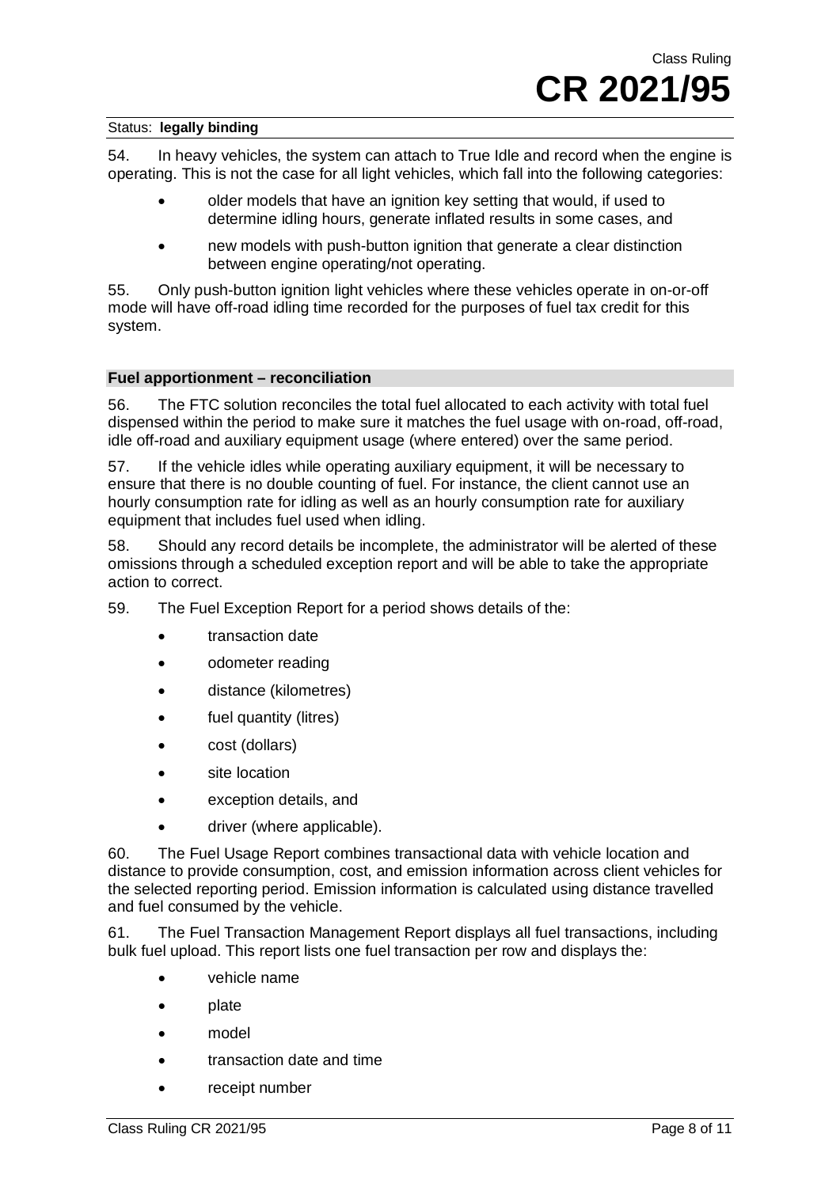54. In heavy vehicles, the system can attach to True Idle and record when the engine is operating. This is not the case for all light vehicles, which fall into the following categories:

- older models that have an ignition key setting that would, if used to determine idling hours, generate inflated results in some cases, and
- new models with push-button ignition that generate a clear distinction between engine operating/not operating.

55. Only push-button ignition light vehicles where these vehicles operate in on-or-off mode will have off-road idling time recorded for the purposes of fuel tax credit for this system.

### Fuel apportionment – reconciliation

56. The FTC solution reconciles the total fuel allocated to each activity with total fuel dispensed within the period to make sure it matches the fuel usage with on-road, off-road, idle off-road and auxiliary equipment usage (where entered) over the same period.

57. If the vehicle idles while operating auxiliary equipment, it will be necessary to ensure that there is no double counting of fuel. For instance, the client cannot use an hourly consumption rate for idling as well as an hourly consumption rate for auxiliary equipment that includes fuel used when idling.

58. Should any record details be incomplete, the administrator will be alerted of these omissions through a scheduled exception report and will be able to take the appropriate action to correct.

59. The Fuel Exception Report for a period shows details of the:

- transaction date
- odometer reading
- distance (kilometres)
- fuel quantity (litres)
- cost (dollars)
- site location
- exception details, and
- driver (where applicable).

60. The Fuel Usage Report combines transactional data with vehicle location and distance to provide consumption, cost, and emission information across client vehicles for the selected reporting period. Emission information is calculated using distance travelled and fuel consumed by the vehicle.

61. The Fuel Transaction Management Report displays all fuel transactions, including bulk fuel upload. This report lists one fuel transaction per row and displays the:

- vehicle name
- plate
- model
- transaction date and time
- receipt number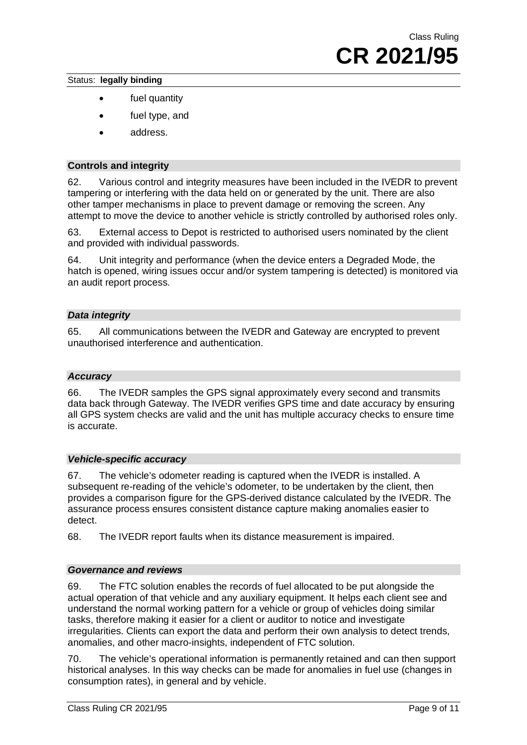- fuel quantity
- fuel type, and
- address.

### Controls and integrity

62. Various control and integrity measures have been included in the IVEDR to prevent tampering or interfering with the data held on or generated by the unit. There are also other tamper mechanisms in place to prevent damage or removing the screen. Any attempt to move the device to another vehicle is strictly controlled by authorised roles only.

63. External access to Depot is restricted to authorised users nominated by the client and provided with individual passwords.

64. Unit integrity and performance (when the device enters a Degraded Mode, the hatch is opened, wiring issues occur and/or system tampering is detected) is monitored via an audit report process.

#### *Data integrity*

65. All communications between the IVEDR and Gateway are encrypted to prevent unauthorised interference and authentication.

#### *Accuracy*

66. The IVEDR samples the GPS signal approximately every second and transmits data back through Gateway. The IVEDR verifies GPS time and date accuracy by ensuring all GPS system checks are valid and the unit has multiple accuracy checks to ensure time is accurate.

#### *Vehicle-specific accuracy*

67. The vehicle's odometer reading is captured when the IVEDR is installed. A subsequent re-reading of the vehicle's odometer, to be undertaken by the client, then provides a comparison figure for the GPS-derived distance calculated by the IVEDR. The assurance process ensures consistent distance capture making anomalies easier to detect.

68. The IVEDR report faults when its distance measurement is impaired.

#### *Governance and reviews*

69. The FTC solution enables the records of fuel allocated to be put alongside the actual operation of that vehicle and any auxiliary equipment. It helps each client see and understand the normal working pattern for a vehicle or group of vehicles doing similar tasks, therefore making it easier for a client or auditor to notice and investigate irregularities. Clients can export the data and perform their own analysis to detect trends, anomalies, and other macro-insights, independent of FTC solution.

70. The vehicle's operational information is permanently retained and can then support historical analyses. In this way checks can be made for anomalies in fuel use (changes in consumption rates), in general and by vehicle.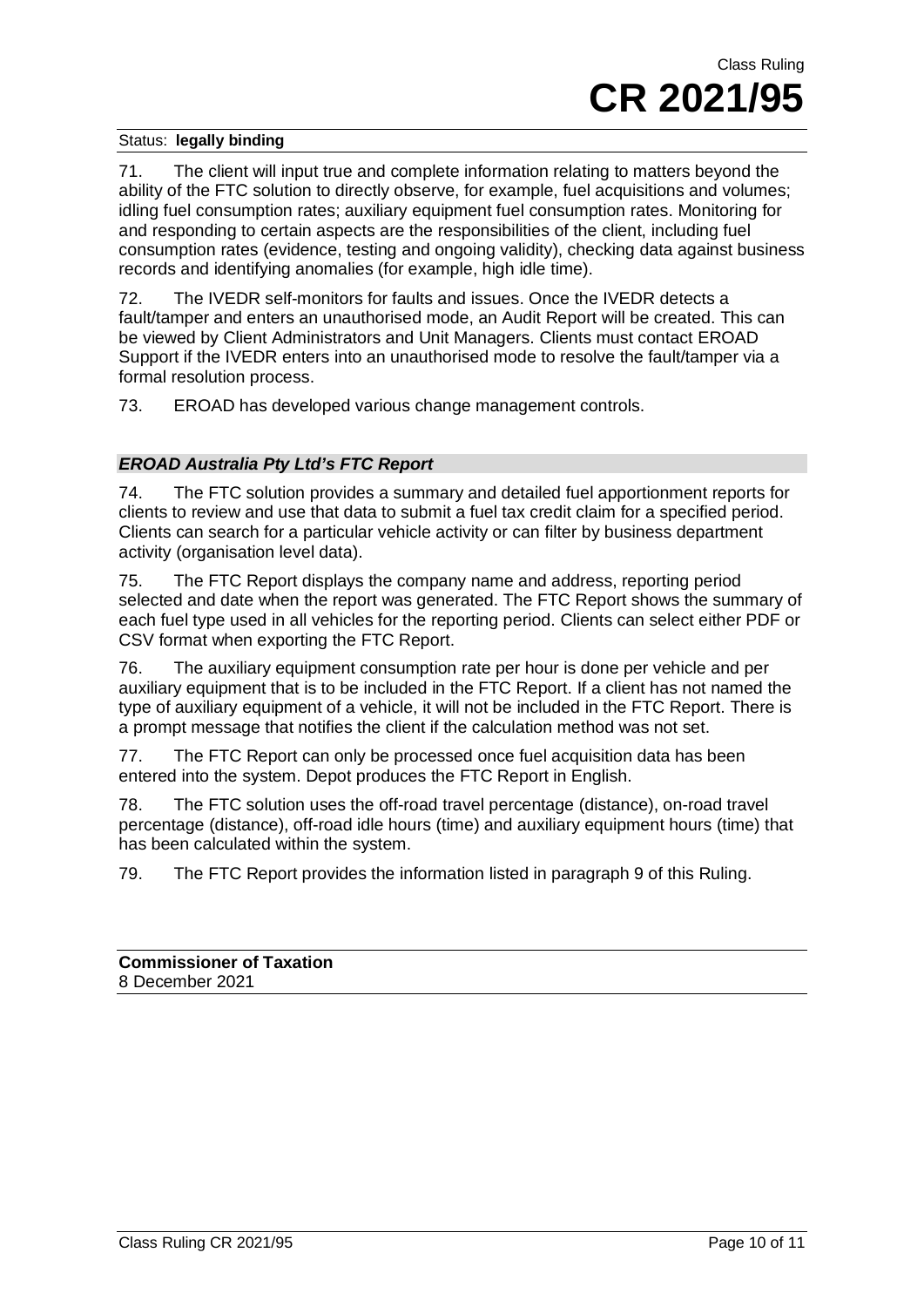71. The client will input true and complete information relating to matters beyond the ability of the FTC solution to directly observe, for example, fuel acquisitions and volumes; idling fuel consumption rates; auxiliary equipment fuel consumption rates. Monitoring for and responding to certain aspects are the responsibilities of the client, including fuel consumption rates (evidence, testing and ongoing validity), checking data against business records and identifying anomalies (for example, high idle time).

72. The IVEDR self-monitors for faults and issues. Once the IVEDR detects a fault/tamper and enters an unauthorised mode, an Audit Report will be created. This can be viewed by Client Administrators and Unit Managers. Clients must contact EROAD Support if the IVEDR enters into an unauthorised mode to resolve the fault/tamper via a formal resolution process.

73. EROAD has developed various change management controls.

### *EROAD Australia Pty Ltd's FTC Report*

74. The FTC solution provides a summary and detailed fuel apportionment reports for clients to review and use that data to submit a fuel tax credit claim for a specified period. Clients can search for a particular vehicle activity or can filter by business department activity (organisation level data).

75. The FTC Report displays the company name and address, reporting period selected and date when the report was generated. The FTC Report shows the summary of each fuel type used in all vehicles for the reporting period. Clients can select either PDF or CSV format when exporting the FTC Report.

76. The auxiliary equipment consumption rate per hour is done per vehicle and per auxiliary equipment that is to be included in the FTC Report. If a client has not named the type of auxiliary equipment of a vehicle, it will not be included in the FTC Report. There is a prompt message that notifies the client if the calculation method was not set.

77. The FTC Report can only be processed once fuel acquisition data has been entered into the system. Depot produces the FTC Report in English.

78. The FTC solution uses the off-road travel percentage (distance), on-road travel percentage (distance), off-road idle hours (time) and auxiliary equipment hours (time) that has been calculated within the system.

79. The FTC Report provides the information listed in paragraph 9 of this Ruling.

**Commissioner of Taxation**
8 December 2021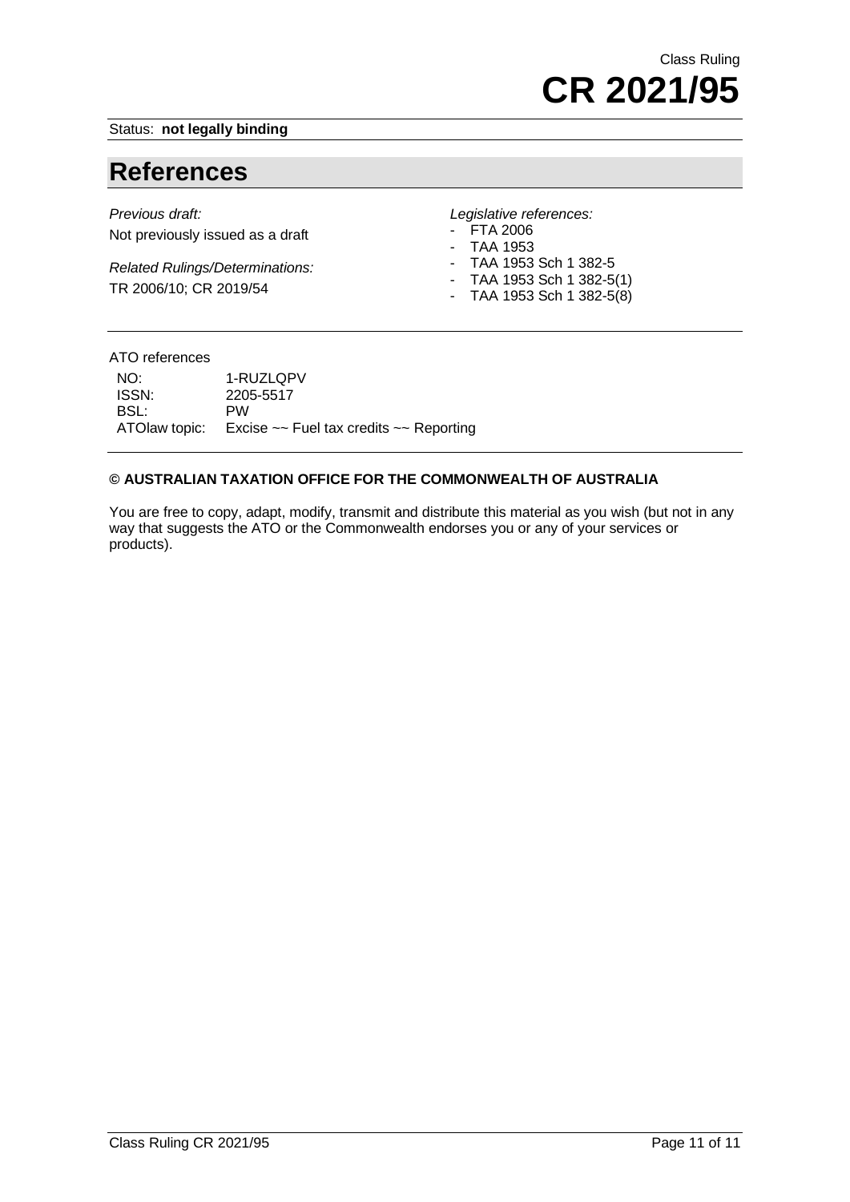Status: **not legally binding**

# References

*Previous draft:*
Not previously issued as a draft

*Related Rulings/Determinations:*
TR 2006/10; CR 2019/54

*Legislative references:*
- FTA 2006
- TAA 1953
- TAA 1953 Sch 1 382-5
- TAA 1953 Sch 1 382-5(1)
- TAA 1953 Sch 1 382-5(8)

ATO references

| | |
|---|---|
| NO: | 1-RUZLQPV |
| ISSN: | 2205-5517 |
| BSL: | PW |
| ATOlaw topic: | Excise ~~ Fuel tax credits ~~ Reporting |

**© AUSTRALIAN TAXATION OFFICE FOR THE COMMONWEALTH OF AUSTRALIA**

You are free to copy, adapt, modify, transmit and distribute this material as you wish (but not in any way that suggests the ATO or the Commonwealth endorses you or any of your services or products).